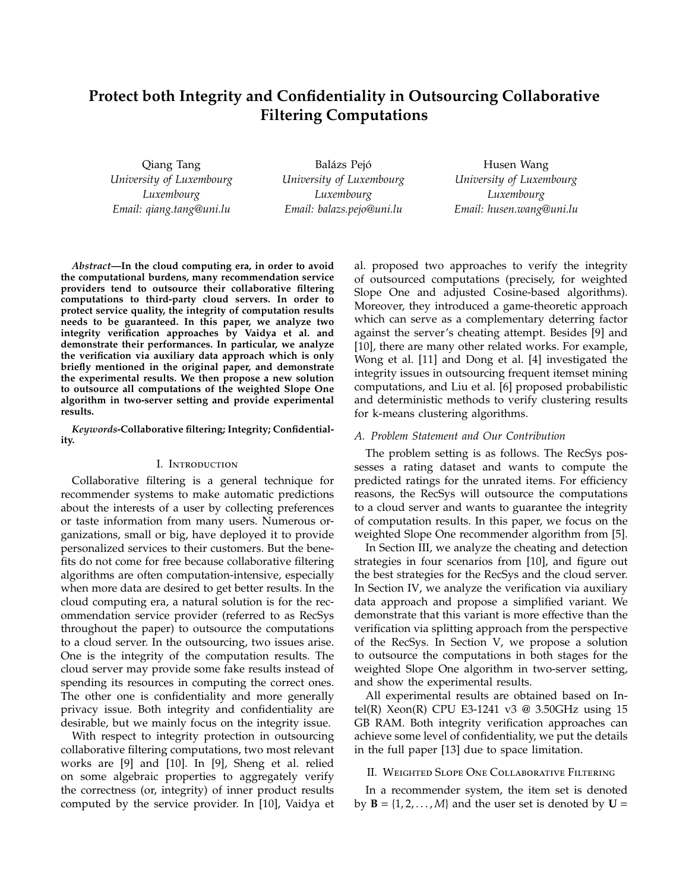# Protect both Integrity and Confidentiality in Outsourcing Collaborative Filtering Computations

Qiang Tang
*University of Luxembourg*
*Luxembourg*
*Email: qiang.tang@uni.lu*

Balázs Pejó
*University of Luxembourg*
*Luxembourg*
*Email: balazs.pejo@uni.lu*

Husen Wang
*University of Luxembourg*
*Luxembourg*
*Email: husen.wang@uni.lu*

***Abstract*—In the cloud computing era, in order to avoid the computational burdens, many recommendation service providers tend to outsource their collaborative filtering computations to third-party cloud servers. In order to protect service quality, the integrity of computation results needs to be guaranteed. In this paper, we analyze two integrity verification approaches by Vaidya et al. and demonstrate their performances. In particular, we analyze the verification via auxiliary data approach which is only briefly mentioned in the original paper, and demonstrate the experimental results. We then propose a new solution to outsource all computations of the weighted Slope One algorithm in two-server setting and provide experimental results.**

***Keywords*-Collaborative filtering; Integrity; Confidentiality.**

## I. Introduction

Collaborative filtering is a general technique for recommender systems to make automatic predictions about the interests of a user by collecting preferences or taste information from many users. Numerous organizations, small or big, have deployed it to provide personalized services to their customers. But the benefits do not come for free because collaborative filtering algorithms are often computation-intensive, especially when more data are desired to get better results. In the cloud computing era, a natural solution is for the recommendation service provider (referred to as RecSys throughout the paper) to outsource the computations to a cloud server. In the outsourcing, two issues arise. One is the integrity of the computation results. The cloud server may provide some fake results instead of spending its resources in computing the correct ones. The other one is confidentiality and more generally privacy issue. Both integrity and confidentiality are desirable, but we mainly focus on the integrity issue.

With respect to integrity protection in outsourcing collaborative filtering computations, two most relevant works are [9] and [10]. In [9], Sheng et al. relied on some algebraic properties to aggregately verify the correctness (or, integrity) of inner product results computed by the service provider. In [10], Vaidya et al. proposed two approaches to verify the integrity of outsourced computations (precisely, for weighted Slope One and adjusted Cosine-based algorithms). Moreover, they introduced a game-theoretic approach which can serve as a complementary deterring factor against the server's cheating attempt. Besides [9] and [10], there are many other related works. For example, Wong et al. [11] and Dong et al. [4] investigated the integrity issues in outsourcing frequent itemset mining computations, and Liu et al. [6] proposed probabilistic and deterministic methods to verify clustering results for k-means clustering algorithms.

### A. Problem Statement and Our Contribution

The problem setting is as follows. The RecSys possesses a rating dataset and wants to compute the predicted ratings for the unrated items. For efficiency reasons, the RecSys will outsource the computations to a cloud server and wants to guarantee the integrity of computation results. In this paper, we focus on the weighted Slope One recommender algorithm from [5].

In Section III, we analyze the cheating and detection strategies in four scenarios from [10], and figure out the best strategies for the RecSys and the cloud server. In Section IV, we analyze the verification via auxiliary data approach and propose a simplified variant. We demonstrate that this variant is more effective than the verification via splitting approach from the perspective of the RecSys. In Section V, we propose a solution to outsource the computations in both stages for the weighted Slope One algorithm in two-server setting, and show the experimental results.

All experimental results are obtained based on Intel(R) Xeon(R) CPU E3-1241 v3 @ 3.50GHz using 15 GB RAM. Both integrity verification approaches can achieve some level of confidentiality, we put the details in the full paper [13] due to space limitation.

## II. Weighted Slope One Collaborative Filtering

In a recommender system, the item set is denoted by $\mathbf{B} = \{1, 2, \ldots, M\}$ and the user set is denoted by $\mathbf{U} =$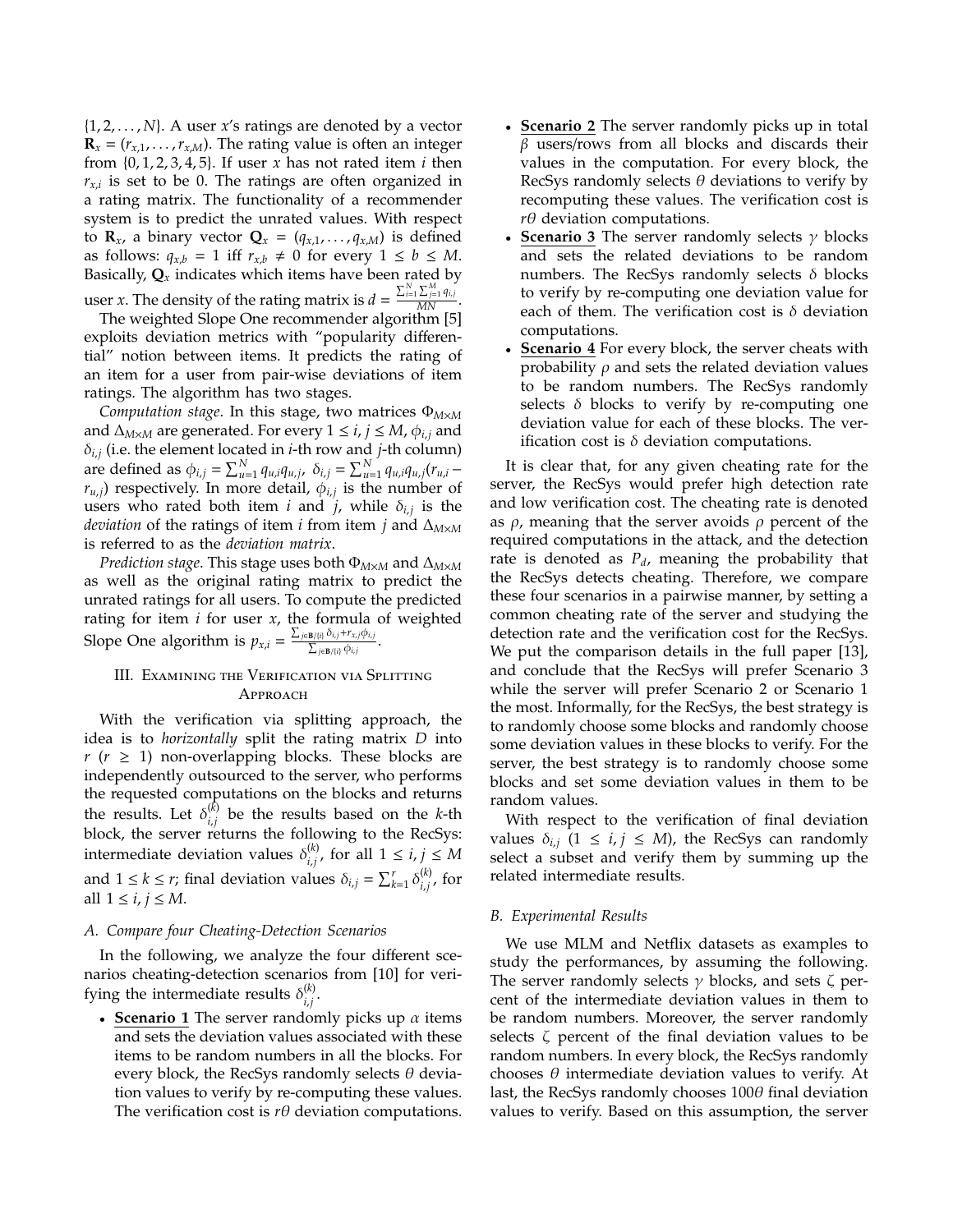$\{1, 2, \ldots, N\}$. A user $x$'s ratings are denoted by a vector $\mathbf{R}_x = (r_{x,1}, \ldots, r_{x,M})$. The rating value is often an integer from $\{0, 1, 2, 3, 4, 5\}$. If user $x$ has not rated item $i$ then $r_{x,i}$ is set to be 0. The ratings are often organized in a rating matrix. The functionality of a recommender system is to predict the unrated values. With respect to $\mathbf{R}_x$, a binary vector $\mathbf{Q}_x = (q_{x,1}, \ldots, q_{x,M})$ is defined as follows: $q_{x,b} = 1$ iff $r_{x,b} \neq 0$ for every $1 \leq b \leq M$. Basically, $\mathbf{Q}_x$ indicates which items have been rated by user $x$. The density of the rating matrix is $d = \frac{\sum_{i=1}^{N}\sum_{j=1}^{M} q_{i,j}}{MN}$.

The weighted Slope One recommender algorithm [5] exploits deviation metrics with "popularity differential" notion between items. It predicts the rating of an item for a user from pair-wise deviations of item ratings. The algorithm has two stages.

*Computation stage*. In this stage, two matrices $\Phi_{M\times M}$ and $\Delta_{M\times M}$ are generated. For every $1 \leq i, j \leq M$, $\phi_{i,j}$ and $\delta_{i,j}$ (i.e. the element located in $i$-th row and $j$-th column) are defined as $\phi_{i,j} = \sum_{u=1}^{N} q_{u,i}q_{u,j}$, $\delta_{i,j} = \sum_{u=1}^{N} q_{u,i}q_{u,j}(r_{u,i} - r_{u,j})$ respectively. In more detail, $\phi_{i,j}$ is the number of users who rated both item $i$ and $j$, while $\delta_{i,j}$ is the *deviation* of the ratings of item $i$ from item $j$ and $\Delta_{M\times M}$ is referred to as the *deviation matrix*.

*Prediction stage*. This stage uses both $\Phi_{M\times M}$ and $\Delta_{M\times M}$ as well as the original rating matrix to predict the unrated ratings for all users. To compute the predicted rating for item $i$ for user $x$, the formula of weighted Slope One algorithm is $p_{x,i} = \frac{\sum_{j\in \mathbf{B}/\{i\}} \delta_{i,j} + r_{x,j}\phi_{i,j}}{\sum_{j\in \mathbf{B}/\{i\}} \phi_{i,j}}$.

## III. Examining the Verification via Splitting Approach

With the verification via splitting approach, the idea is to *horizontally* split the rating matrix $D$ into $r$ ($r \geq 1$) non-overlapping blocks. These blocks are independently outsourced to the server, who performs the requested computations on the blocks and returns the results. Let $\delta_{i,j}^{(k)}$ be the results based on the $k$-th block, the server returns the following to the RecSys: intermediate deviation values $\delta_{i,j}^{(k)}$, for all $1 \leq i, j \leq M$ and $1 \leq k \leq r$; final deviation values $\delta_{i,j} = \sum_{k=1}^{r} \delta_{i,j}^{(k)}$, for all $1 \leq i, j \leq M$.

### A. Compare four Cheating-Detection Scenarios

In the following, we analyze the four different scenarios cheating-detection scenarios from [10] for verifying the intermediate results $\delta_{i,j}^{(k)}$.

- **Scenario 1** The server randomly picks up $\alpha$ items and sets the deviation values associated with these items to be random numbers in all the blocks. For every block, the RecSys randomly selects $\theta$ deviation values to verify by re-computing these values. The verification cost is $r\theta$ deviation computations.
- **Scenario 2** The server randomly picks up in total $\beta$ users/rows from all blocks and discards their values in the computation. For every block, the RecSys randomly selects $\theta$ deviations to verify by recomputing these values. The verification cost is $r\theta$ deviation computations.
- **Scenario 3** The server randomly selects $\gamma$ blocks and sets the related deviations to be random numbers. The RecSys randomly selects $\delta$ blocks to verify by re-computing one deviation value for each of them. The verification cost is $\delta$ deviation computations.
- **Scenario 4** For every block, the server cheats with probability $\rho$ and sets the related deviation values to be random numbers. The RecSys randomly selects $\delta$ blocks to verify by re-computing one deviation value for each of these blocks. The verification cost is $\delta$ deviation computations.

It is clear that, for any given cheating rate for the server, the RecSys would prefer high detection rate and low verification cost. The cheating rate is denoted as $\rho$, meaning that the server avoids $\rho$ percent of the required computations in the attack, and the detection rate is denoted as $P_d$, meaning the probability that the RecSys detects cheating. Therefore, we compare these four scenarios in a pairwise manner, by setting a common cheating rate of the server and studying the detection rate and the verification cost for the RecSys. We put the comparison details in the full paper [13], and conclude that the RecSys will prefer Scenario 3 while the server will prefer Scenario 2 or Scenario 1 the most. Informally, for the RecSys, the best strategy is to randomly choose some blocks and randomly choose some deviation values in these blocks to verify. For the server, the best strategy is to randomly choose some blocks and set some deviation values in them to be random values.

With respect to the verification of final deviation values $\delta_{i,j}$ ($1 \leq i, j \leq M$), the RecSys can randomly select a subset and verify them by summing up the related intermediate results.

### B. Experimental Results

We use MLM and Netflix datasets as examples to study the performances, by assuming the following. The server randomly selects $\gamma$ blocks, and sets $\zeta$ percent of the intermediate deviation values in them to be random numbers. Moreover, the server randomly selects $\zeta$ percent of the final deviation values to be random numbers. In every block, the RecSys randomly chooses $\theta$ intermediate deviation values to verify. At last, the RecSys randomly chooses $100\theta$ final deviation values to verify. Based on this assumption, the server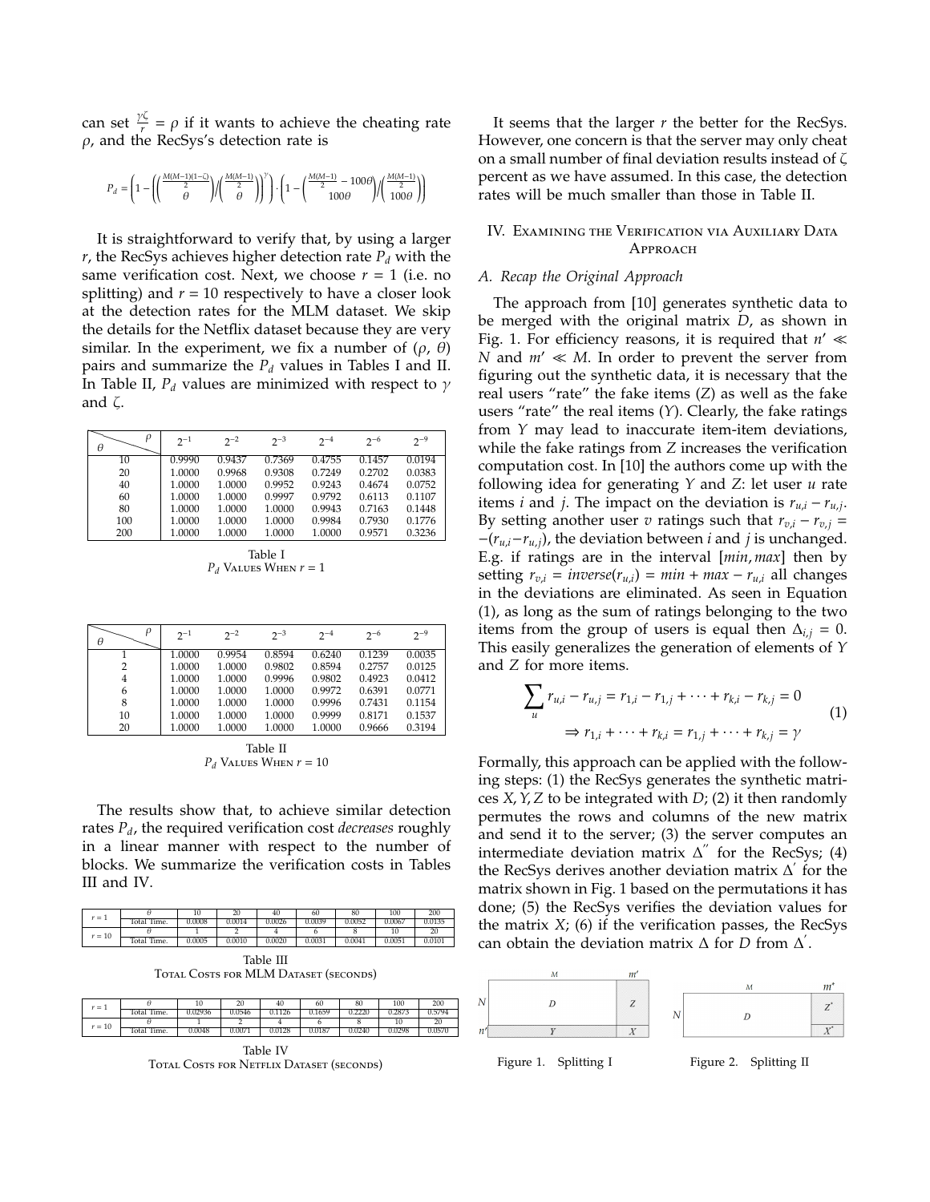can set $\frac{\gamma\zeta}{r} = \rho$ if it wants to achieve the cheating rate $\rho$, and the RecSys's detection rate is

$$P_d = \left(1 - \left(\binom{\frac{M(M-1)(1-\zeta)}{2}}{\theta} \Big/ \binom{\frac{M(M-1)}{2}}{\theta}\right)^{\gamma}\right) \cdot \left(1 - \binom{\frac{M(M-1)}{2} - 100\theta}{100\theta} \Big/ \binom{\frac{M(M-1)}{2}}{100\theta}\right)$$

It is straightforward to verify that, by using a larger $r$, the RecSys achieves higher detection rate $P_d$ with the same verification cost. Next, we choose $r = 1$ (i.e. no splitting) and $r = 10$ respectively to have a closer look at the detection rates for the MLM dataset. We skip the details for the Netflix dataset because they are very similar. In the experiment, we fix a number of ($\rho$, $\theta$) pairs and summarize the $P_d$ values in Tables I and II. In Table II, $P_d$ values are minimized with respect to $\gamma$ and $\zeta$.

| $\theta$ \ $\rho$ | $2^{-1}$ | $2^{-2}$ | $2^{-3}$ | $2^{-4}$ | $2^{-6}$ | $2^{-9}$ |
|---|---|---|---|---|---|---|
| 10 | 0.9990 | 0.9437 | 0.7369 | 0.4755 | 0.1457 | 0.0194 |
| 20 | 1.0000 | 0.9968 | 0.9308 | 0.7249 | 0.2702 | 0.0383 |
| 40 | 1.0000 | 1.0000 | 0.9952 | 0.9243 | 0.4674 | 0.0752 |
| 60 | 1.0000 | 1.0000 | 0.9997 | 0.9792 | 0.6113 | 0.1107 |
| 80 | 1.0000 | 1.0000 | 1.0000 | 0.9943 | 0.7163 | 0.1448 |
| 100 | 1.0000 | 1.0000 | 1.0000 | 0.9984 | 0.7930 | 0.1776 |
| 200 | 1.0000 | 1.0000 | 1.0000 | 1.0000 | 0.9571 | 0.3236 |

Table I
$P_d$ Values When $r = 1$

| $\theta$ \ $\rho$ | $2^{-1}$ | $2^{-2}$ | $2^{-3}$ | $2^{-4}$ | $2^{-6}$ | $2^{-9}$ |
|---|---|---|---|---|---|---|
| 1 | 1.0000 | 0.9954 | 0.8594 | 0.6240 | 0.1239 | 0.0035 |
| 2 | 1.0000 | 1.0000 | 0.9802 | 0.8594 | 0.2757 | 0.0125 |
| 4 | 1.0000 | 1.0000 | 0.9996 | 0.9802 | 0.4923 | 0.0412 |
| 6 | 1.0000 | 1.0000 | 1.0000 | 0.9972 | 0.6391 | 0.0771 |
| 8 | 1.0000 | 1.0000 | 1.0000 | 0.9996 | 0.7431 | 0.1154 |
| 10 | 1.0000 | 1.0000 | 1.0000 | 0.9999 | 0.8171 | 0.1537 |
| 20 | 1.0000 | 1.0000 | 1.0000 | 1.0000 | 0.9666 | 0.3194 |

Table II
$P_d$ Values When $r = 10$

The results show that, to achieve similar detection rates $P_d$, the required verification cost *decreases* roughly in a linear manner with respect to the number of blocks. We summarize the verification costs in Tables III and IV.

| | | | | | | | | |
|---|---|---|---|---|---|---|---|---|
| $r = 1$ | $\theta$ | 10 | 20 | 40 | 60 | 80 | 100 | 200 |
| | Total Time. | 0.0008 | 0.0014 | 0.0026 | 0.0039 | 0.0052 | 0.0067 | 0.0135 |
| $r = 10$ | $\theta$ | 1 | 2 | 4 | 6 | 8 | 10 | 20 |
| | Total Time. | 0.0005 | 0.0010 | 0.0020 | 0.0031 | 0.0041 | 0.0051 | 0.0101 |

Table III
Total Costs for MLM Dataset (seconds)

| | | | | | | | | |
|---|---|---|---|---|---|---|---|---|
| $r = 1$ | $\theta$ | 10 | 20 | 40 | 60 | 80 | 100 | 200 |
| | Total Time. | 0.02936 | 0.0546 | 0.1126 | 0.1639 | 0.2220 | 0.2873 | 0.5794 |
| $r = 10$ | $\theta$ | 1 | 2 | 4 | 6 | 8 | 10 | 20 |
| | Total Time. | 0.0048 | 0.0071 | 0.0128 | 0.0187 | 0.0240 | 0.0298 | 0.0570 |

Table IV
Total Costs for Netflix Dataset (seconds)

It seems that the larger $r$ the better for the RecSys. However, one concern is that the server may only cheat on a small number of final deviation results instead of $\zeta$ percent as we have assumed. In this case, the detection rates will be much smaller than those in Table II.

## IV. Examining the Verification via Auxiliary Data Approach

### A. Recap the Original Approach

The approach from [10] generates synthetic data to be merged with the original matrix $D$, as shown in Fig. 1. For efficiency reasons, it is required that $n' \ll N$ and $m' \ll M$. In order to prevent the server from figuring out the synthetic data, it is necessary that the real users "rate" the fake items ($Z$) as well as the fake users "rate" the real items ($Y$). Clearly, the fake ratings from $Y$ may lead to inaccurate item-item deviations, while the fake ratings from $Z$ increases the verification computation cost. In [10] the authors come up with the following idea for generating $Y$ and $Z$: let user $u$ rate items $i$ and $j$. The impact on the deviation is $r_{u,i} - r_{u,j}$. By setting another user $v$ ratings such that $r_{v,i} - r_{v,j} = -(r_{u,i} - r_{u,j})$, the deviation between $i$ and $j$ is unchanged. E.g. if ratings are in the interval $[min, max]$ then by setting $r_{v,i} = inverse(r_{u,i}) = min + max - r_{u,i}$ all changes in the deviations are eliminated. As seen in Equation (1), as long as the sum of ratings belonging to the two items from the group of users is equal then $\Delta_{i,j} = 0$. This easily generalizes the generation of elements of $Y$ and $Z$ for more items.

$$\sum_{u} r_{u,i} - r_{u,j} = r_{1,i} - r_{1,j} + \cdots + r_{k,i} - r_{k,j} = 0$$
$$\Rightarrow r_{1,i} + \cdots + r_{k,i} = r_{1,j} + \cdots + r_{k,j} = \gamma \tag{1}$$

Formally, this approach can be applied with the following steps: (1) the RecSys generates the synthetic matrices $X, Y, Z$ to be integrated with $D$; (2) it then randomly permutes the rows and columns of the new matrix and send it to the server; (3) the server computes an intermediate deviation matrix $\Delta''$ for the RecSys; (4) the RecSys derives another deviation matrix $\Delta'$ for the matrix shown in Fig. 1 based on the permutations it has done; (5) the RecSys verifies the deviation values for the matrix $X$; (6) if the verification passes, the RecSys can obtain the deviation matrix $\Delta$ for $D$ from $\Delta'$.

Figure 1. Splitting I

Figure 2. Splitting II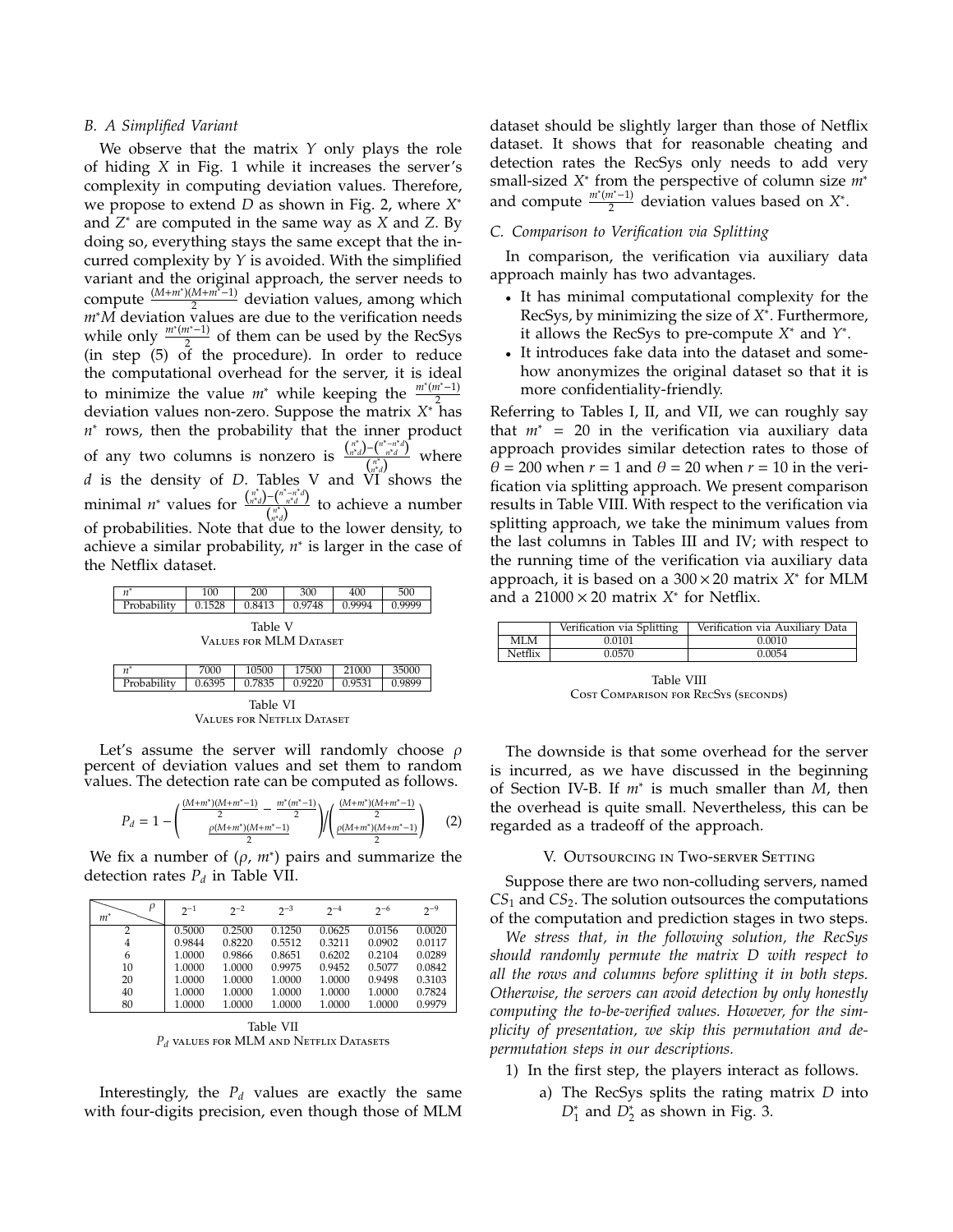### B. A Simplified Variant

We observe that the matrix $Y$ only plays the role of hiding $X$ in Fig. 1 while it increases the server's complexity in computing deviation values. Therefore, we propose to extend $D$ as shown in Fig. 2, where $X^*$ and $Z^*$ are computed in the same way as $X$ and $Z$. By doing so, everything stays the same except that the incurred complexity by $Y$ is avoided. With the simplified variant and the original approach, the server needs to compute $\frac{(M+m^*)(M+m^*-1)}{2}$ deviation values, among which $m^*M$ deviation values are due to the verification needs while only $\frac{m^*(m^*-1)}{2}$ of them can be used by the RecSys (in step (5) of the procedure). In order to reduce the computational overhead for the server, it is ideal to minimize the value $m^*$ while keeping the $\frac{m^*(m^*-1)}{2}$ deviation values non-zero. Suppose the matrix $X^*$ has $n^*$ rows, then the probability that the inner product of any two columns is nonzero is $\frac{\binom{n^*}{n^*d} - \binom{n^*-n^*d}{n^*d}}{\binom{n^*}{n^*d}}$ where $d$ is the density of $D$. Tables V and VI shows the minimal $n^*$ values for $\frac{\binom{n^*}{n^*d} - \binom{n^*-n^*d}{n^*d}}{\binom{n^*}{n^*d}}$ to achieve a number of probabilities. Note that due to the lower density, to achieve a similar probability, $n^*$ is larger in the case of the Netflix dataset.

| $n^*$ | 100 | 200 | 300 | 400 | 500 |
|---|---|---|---|---|---|
| Probability | 0.1528 | 0.8413 | 0.9748 | 0.9994 | 0.9999 |

Table V
Values for MLM Dataset

| $n^*$ | 7000 | 10500 | 17500 | 21000 | 35000 |
|---|---|---|---|---|---|
| Probability | 0.6395 | 0.7835 | 0.9220 | 0.9531 | 0.9899 |

Table VI
Values for Netflix Dataset

Let's assume the server will randomly choose $\rho$ percent of deviation values and set them to random values. The detection rate can be computed as follows.

$$P_d = 1 - \binom{\frac{(M+m^*)(M+m^*-1)}{2} - \frac{m^*(m^*-1)}{2}}{\frac{\rho(M+m^*)(M+m^*-1)}{2}} \Big/ \binom{\frac{(M+m^*)(M+m^*-1)}{2}}{\frac{\rho(M+m^*)(M+m^*-1)}{2}} \quad (2)$$

We fix a number of ($\rho$, $m^*$) pairs and summarize the detection rates $P_d$ in Table VII.

| $m^*$ \ $\rho$ | $2^{-1}$ | $2^{-2}$ | $2^{-3}$ | $2^{-4}$ | $2^{-6}$ | $2^{-9}$ |
|---|---|---|---|---|---|---|
| 2 | 0.5000 | 0.2500 | 0.1250 | 0.0625 | 0.0156 | 0.0020 |
| 4 | 0.9844 | 0.8220 | 0.5512 | 0.3211 | 0.0902 | 0.0117 |
| 6 | 1.0000 | 0.9866 | 0.8651 | 0.6202 | 0.2104 | 0.0289 |
| 10 | 1.0000 | 1.0000 | 0.9975 | 0.9452 | 0.5077 | 0.0842 |
| 20 | 1.0000 | 1.0000 | 1.0000 | 1.0000 | 0.9498 | 0.3103 |
| 40 | 1.0000 | 1.0000 | 1.0000 | 1.0000 | 1.0000 | 0.7824 |
| 80 | 1.0000 | 1.0000 | 1.0000 | 1.0000 | 1.0000 | 0.9979 |

Table VII
$P_d$ values for MLM and Netflix Datasets

Interestingly, the $P_d$ values are exactly the same with four-digits precision, even though those of MLM dataset should be slightly larger than those of Netflix dataset. It shows that for reasonable cheating and detection rates the RecSys only needs to add very small-sized $X^*$ from the perspective of column size $m^*$ and compute $\frac{m^*(m^*-1)}{2}$ deviation values based on $X^*$.

### C. Comparison to Verification via Splitting

In comparison, the verification via auxiliary data approach mainly has two advantages.

- It has minimal computational complexity for the RecSys, by minimizing the size of $X^*$. Furthermore, it allows the RecSys to pre-compute $X^*$ and $Y^*$.
- It introduces fake data into the dataset and somehow anonymizes the original dataset so that it is more confidentiality-friendly.

Referring to Tables I, II, and VII, we can roughly say that $m^* = 20$ in the verification via auxiliary data approach provides similar detection rates to those of $\theta = 200$ when $r = 1$ and $\theta = 20$ when $r = 10$ in the verification via splitting approach. We present comparison results in Table VIII. With respect to the verification via splitting approach, we take the minimum values from the last columns in Tables III and IV; with respect to the running time of the verification via auxiliary data approach, it is based on a $300 \times 20$ matrix $X^*$ for MLM and a $21000 \times 20$ matrix $X^*$ for Netflix.

| | Verification via Splitting | Verification via Auxiliary Data |
|---|---|---|
| MLM | 0.0101 | 0.0010 |
| Netflix | 0.0570 | 0.0054 |

Table VIII
Cost Comparison for RecSys (seconds)

The downside is that some overhead for the server is incurred, as we have discussed in the beginning of Section IV-B. If $m^*$ is much smaller than $M$, then the overhead is quite small. Nevertheless, this can be regarded as a tradeoff of the approach.

## V. Outsourcing in Two-server Setting

Suppose there are two non-colluding servers, named $CS_1$ and $CS_2$. The solution outsources the computations of the computation and prediction stages in two steps.

*We stress that, in the following solution, the RecSys should randomly permute the matrix $D$ with respect to all the rows and columns before splitting it in both steps. Otherwise, the servers can avoid detection by only honestly computing the to-be-verified values. However, for the simplicity of presentation, we skip this permutation and de-permutation steps in our descriptions.*

1) In the first step, the players interact as follows.
   a) The RecSys splits the rating matrix $D$ into $D_1^*$ and $D_2^*$ as shown in Fig. 3.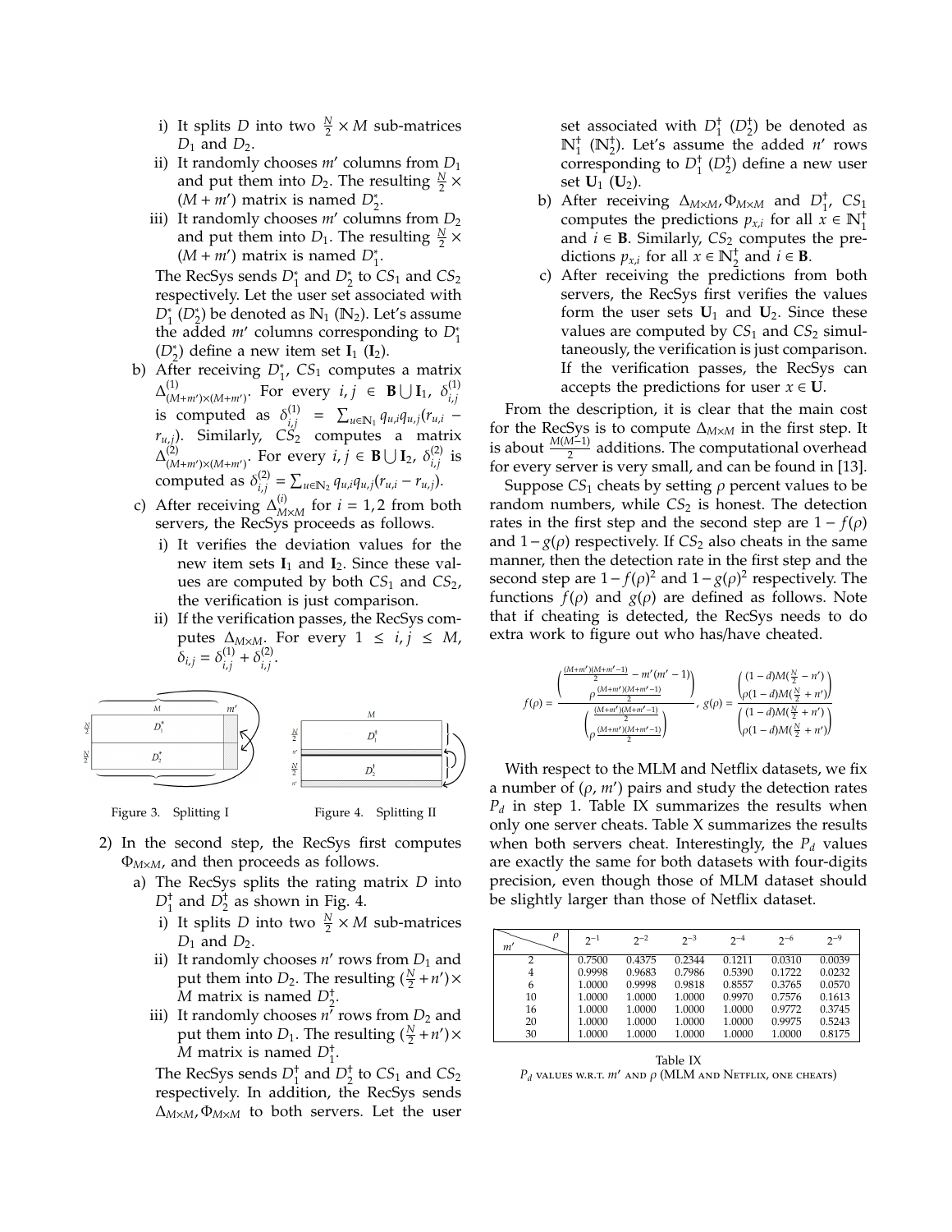i) It splits $D$ into two $\frac{N}{2} \times M$ sub-matrices $D_1$ and $D_2$.

ii) It randomly chooses $m'$ columns from $D_1$ and put them into $D_2$. The resulting $\frac{N}{2} \times (M + m')$ matrix is named $D_2^*$.

iii) It randomly chooses $m'$ columns from $D_2$ and put them into $D_1$. The resulting $\frac{N}{2} \times (M + m')$ matrix is named $D_1^*$.

The RecSys sends $D_1^*$ and $D_2^*$ to $CS_1$ and $CS_2$ respectively. Let the user set associated with $D_1^*$ ($D_2^*$) be denoted as $\mathbb{N}_1$ ($\mathbb{N}_2$). Let's assume the added $m'$ columns corresponding to $D_1^*$ ($D_2^*$) define a new item set $\mathbf{I}_1$ ($\mathbf{I}_2$).

b) After receiving $D_1^*$, $CS_1$ computes a matrix $\Delta^{(1)}_{(M+m')\times(M+m')}$. For every $i, j \in \mathbf{B} \bigcup \mathbf{I}_1$, $\delta^{(1)}_{i,j}$ is computed as $\delta^{(1)}_{i,j} = \sum_{u\in\mathbb{N}_1} q_{u,i}q_{u,j}(r_{u,i} - r_{u,j})$. Similarly, $CS_2$ computes a matrix $\Delta^{(2)}_{(M+m')\times(M+m')}$. For every $i, j \in \mathbf{B} \bigcup \mathbf{I}_2$, $\delta^{(2)}_{i,j}$ is computed as $\delta^{(2)}_{i,j} = \sum_{u\in\mathbb{N}_2} q_{u,i}q_{u,j}(r_{u,i} - r_{u,j})$.

c) After receiving $\Delta^{(i)}_{M\times M}$ for $i = 1, 2$ from both servers, the RecSys proceeds as follows.

i) It verifies the deviation values for the new item sets $\mathbf{I}_1$ and $\mathbf{I}_2$. Since these values are computed by both $CS_1$ and $CS_2$, the verification is just comparison.

ii) If the verification passes, the RecSys computes $\Delta_{M\times M}$. For every $1 \leq i, j \leq M$, $\delta_{i,j} = \delta^{(1)}_{i,j} + \delta^{(2)}_{i,j}$.

Figure 3. Splitting I

Figure 4. Splitting II

2) In the second step, the RecSys first computes $\Phi_{M\times M}$, and then proceeds as follows.

a) The RecSys splits the rating matrix $D$ into $D_1^\dagger$ and $D_2^\dagger$ as shown in Fig. 4.

i) It splits $D$ into two $\frac{N}{2} \times M$ sub-matrices $D_1$ and $D_2$.

ii) It randomly chooses $n'$ rows from $D_1$ and put them into $D_2$. The resulting $(\frac{N}{2} + n') \times M$ matrix is named $D_2^\dagger$.

iii) It randomly chooses $n'$ rows from $D_2$ and put them into $D_1$. The resulting $(\frac{N}{2} + n') \times M$ matrix is named $D_1^\dagger$.

The RecSys sends $D_1^\dagger$ and $D_2^\dagger$ to $CS_1$ and $CS_2$ respectively. In addition, the RecSys sends $\Delta_{M\times M}, \Phi_{M\times M}$ to both servers. Let the user set associated with $D_1^\dagger$ ($D_2^\dagger$) be denoted as $\mathbb{N}_1^\dagger$ ($\mathbb{N}_2^\dagger$). Let's assume the added $n'$ rows corresponding to $D_1^\dagger$ ($D_2^\dagger$) define a new user set $\mathbf{U}_1$ ($\mathbf{U}_2$).

b) After receiving $\Delta_{M\times M}, \Phi_{M\times M}$ and $D_1^\dagger$, $CS_1$ computes the predictions $p_{x,i}$ for all $x \in \mathbb{N}_1^\dagger$ and $i \in \mathbf{B}$. Similarly, $CS_2$ computes the predictions $p_{x,i}$ for all $x \in \mathbb{N}_2^\dagger$ and $i \in \mathbf{B}$.

c) After receiving the predictions from both servers, the RecSys first verifies the values form the user sets $\mathbf{U}_1$ and $\mathbf{U}_2$. Since these values are computed by $CS_1$ and $CS_2$ simultaneously, the verification is just comparison. If the verification passes, the RecSys can accepts the predictions for user $x \in \mathbf{U}$.

From the description, it is clear that the main cost for the RecSys is to compute $\Delta_{M\times M}$ in the first step. It is about $\frac{M(M-1)}{2}$ additions. The computational overhead for every server is very small, and can be found in [13].

Suppose $CS_1$ cheats by setting $\rho$ percent values to be random numbers, while $CS_2$ is honest. The detection rates in the first step and the second step are $1 - f(\rho)$ and $1 - g(\rho)$ respectively. If $CS_2$ also cheats in the same manner, then the detection rate in the first step and the second step are $1 - f(\rho)^2$ and $1 - g(\rho)^2$ respectively. The functions $f(\rho)$ and $g(\rho)$ are defined as follows. Note that if cheating is detected, the RecSys needs to do extra work to figure out who has/have cheated.

$$f(\rho) = \frac{\binom{\frac{(M+m')(M+m'-1)}{2} - m'(m'-1)}{\rho\frac{(M+m')(M+m'-1)}{2}}}{\binom{\frac{(M+m')(M+m'-1)}{2}}{\rho\frac{(M+m')(M+m'-1)}{2}}}, \quad g(\rho) = \frac{\binom{(1-d)M(\frac{N}{2} - n')}{\rho(1-d)M(\frac{N}{2} + n')}}{\binom{(1-d)M(\frac{N}{2} + n')}{\rho(1-d)M(\frac{N}{2} + n')}}$$

With respect to the MLM and Netflix datasets, we fix a number of ($\rho$, $m'$) pairs and study the detection rates $P_d$ in step 1. Table IX summarizes the results when only one server cheats. Table X summarizes the results when both servers cheat. Interestingly, the $P_d$ values are exactly the same for both datasets with four-digits precision, even though those of MLM dataset should be slightly larger than those of Netflix dataset.

| $m'$ \ $\rho$ | $2^{-1}$ | $2^{-2}$ | $2^{-3}$ | $2^{-4}$ | $2^{-6}$ | $2^{-9}$ |
|---|---|---|---|---|---|---|
| 2 | 0.7500 | 0.4375 | 0.2344 | 0.1211 | 0.0310 | 0.0039 |
| 4 | 0.9998 | 0.9683 | 0.7986 | 0.5390 | 0.1722 | 0.0232 |
| 6 | 1.0000 | 0.9998 | 0.9818 | 0.8557 | 0.3765 | 0.0570 |
| 10 | 1.0000 | 1.0000 | 1.0000 | 0.9970 | 0.7576 | 0.1613 |
| 16 | 1.0000 | 1.0000 | 1.0000 | 1.0000 | 0.9772 | 0.3745 |
| 20 | 1.0000 | 1.0000 | 1.0000 | 1.0000 | 0.9975 | 0.5243 |
| 30 | 1.0000 | 1.0000 | 1.0000 | 1.0000 | 1.0000 | 0.8175 |

Table IX

$P_d$ values w.r.t. $m'$ and $\rho$ (MLM and Netflix, one cheats)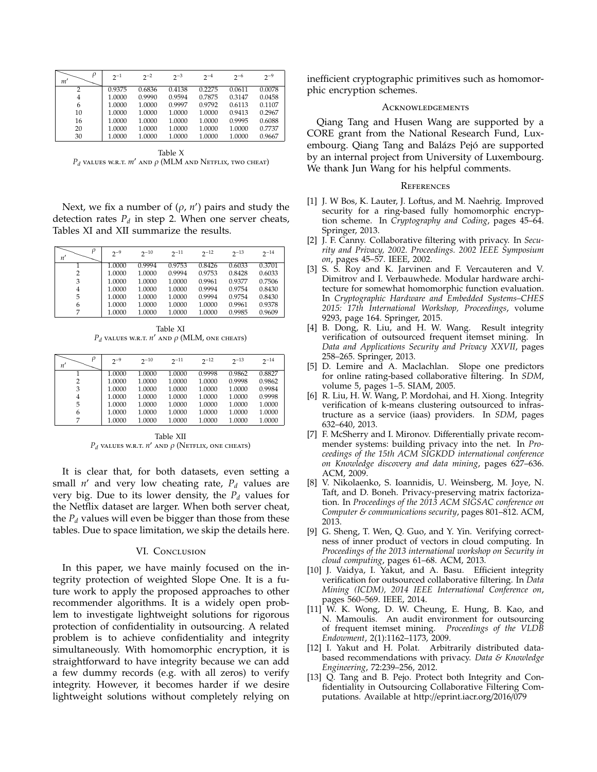| $m'$ \ $\rho$ | $2^{-1}$ | $2^{-2}$ | $2^{-3}$ | $2^{-4}$ | $2^{-6}$ | $2^{-9}$ |
|---|---|---|---|---|---|---|
| 2 | 0.9375 | 0.6836 | 0.4138 | 0.2275 | 0.0611 | 0.0078 |
| 4 | 1.0000 | 0.9990 | 0.9594 | 0.7875 | 0.3147 | 0.0458 |
| 6 | 1.0000 | 1.0000 | 0.9997 | 0.9792 | 0.6113 | 0.1107 |
| 10 | 1.0000 | 1.0000 | 1.0000 | 1.0000 | 0.9413 | 0.2967 |
| 16 | 1.0000 | 1.0000 | 1.0000 | 1.0000 | 0.9995 | 0.6088 |
| 20 | 1.0000 | 1.0000 | 1.0000 | 1.0000 | 1.0000 | 0.7737 |
| 30 | 1.0000 | 1.0000 | 1.0000 | 1.0000 | 1.0000 | 0.9667 |

Table X
$P_d$ values w.r.t. $m'$ and $\rho$ (MLM and Netflix, two cheat)

Next, we fix a number of ($\rho$, $n'$) pairs and study the detection rates $P_d$ in step 2. When one server cheats, Tables XI and XII summarize the results.

| $n'$ \ $\rho$ | $2^{-9}$ | $2^{-10}$ | $2^{-11}$ | $2^{-12}$ | $2^{-13}$ | $2^{-14}$ |
|---|---|---|---|---|---|---|
| 1 | 1.0000 | 0.9994 | 0.9753 | 0.8426 | 0.6033 | 0.3701 |
| 2 | 1.0000 | 1.0000 | 0.9994 | 0.9753 | 0.8428 | 0.6033 |
| 3 | 1.0000 | 1.0000 | 1.0000 | 0.9961 | 0.9377 | 0.7506 |
| 4 | 1.0000 | 1.0000 | 1.0000 | 0.9994 | 0.9754 | 0.8430 |
| 5 | 1.0000 | 1.0000 | 1.0000 | 0.9994 | 0.9754 | 0.8430 |
| 6 | 1.0000 | 1.0000 | 1.0000 | 1.0000 | 0.9961 | 0.9378 |
| 7 | 1.0000 | 1.0000 | 1.0000 | 1.0000 | 0.9985 | 0.9609 |

Table XI
$P_d$ values w.r.t. $n'$ and $\rho$ (MLM, one cheats)

| $n'$ \ $\rho$ | $2^{-9}$ | $2^{-10}$ | $2^{-11}$ | $2^{-12}$ | $2^{-13}$ | $2^{-14}$ |
|---|---|---|---|---|---|---|
| 1 | 1.0000 | 1.0000 | 1.0000 | 0.9998 | 0.9862 | 0.8827 |
| 2 | 1.0000 | 1.0000 | 1.0000 | 1.0000 | 0.9998 | 0.9862 |
| 3 | 1.0000 | 1.0000 | 1.0000 | 1.0000 | 1.0000 | 0.9984 |
| 4 | 1.0000 | 1.0000 | 1.0000 | 1.0000 | 1.0000 | 0.9998 |
| 5 | 1.0000 | 1.0000 | 1.0000 | 1.0000 | 1.0000 | 1.0000 |
| 6 | 1.0000 | 1.0000 | 1.0000 | 1.0000 | 1.0000 | 1.0000 |
| 7 | 1.0000 | 1.0000 | 1.0000 | 1.0000 | 1.0000 | 1.0000 |

Table XII
$P_d$ values w.r.t. $n'$ and $\rho$ (Netflix, one cheats)

It is clear that, for both datasets, even setting a small $n'$ and very low cheating rate, $P_d$ values are very big. Due to its lower density, the $P_d$ values for the Netflix dataset are larger. When both server cheat, the $P_d$ values will even be bigger than those from these tables. Due to space limitation, we skip the details here.

## VI. Conclusion

In this paper, we have mainly focused on the integrity protection of weighted Slope One. It is a future work to apply the proposed approaches to other recommender algorithms. It is a widely open problem to investigate lightweight solutions for rigorous protection of confidentiality in outsourcing. A related problem is to achieve confidentiality and integrity simultaneously. With homomorphic encryption, it is straightforward to have integrity because we can add a few dummy records (e.g. with all zeros) to verify integrity. However, it becomes harder if we desire lightweight solutions without completely relying on inefficient cryptographic primitives such as homomorphic encryption schemes.

## Acknowledgements

Qiang Tang and Husen Wang are supported by a CORE grant from the National Research Fund, Luxembourg. Qiang Tang and Balázs Pejó are supported by an internal project from University of Luxembourg. We thank Jun Wang for his helpful comments.

## References

[1] J. W Bos, K. Lauter, J. Loftus, and M. Naehrig. Improved security for a ring-based fully homomorphic encryption scheme. In *Cryptography and Coding*, pages 45–64. Springer, 2013.

[2] J. F. Canny. Collaborative filtering with privacy. In *Security and Privacy, 2002. Proceedings. 2002 IEEE Symposium on*, pages 45–57. IEEE, 2002.

[3] S. S. Roy and K. Jarvinen and F. Vercauteren and V. Dimitrov and I. Verbauwhede. Modular hardware architecture for somewhat homomorphic function evaluation. In *Cryptographic Hardware and Embedded Systems–CHES 2015: 17th International Workshop, Proceedings*, volume 9293, page 164. Springer, 2015.

[4] B. Dong, R. Liu, and H. W. Wang. Result integrity verification of outsourced frequent itemset mining. In *Data and Applications Security and Privacy XXVII*, pages 258–265. Springer, 2013.

[5] D. Lemire and A. Maclachlan. Slope one predictors for online rating-based collaborative filtering. In *SDM*, volume 5, pages 1–5. SIAM, 2005.

[6] R. Liu, H. W. Wang, P. Mordohai, and H. Xiong. Integrity verification of k-means clustering outsourced to infrastructure as a service (iaas) providers. In *SDM*, pages 632–640, 2013.

[7] F. McSherry and I. Mironov. Differentially private recommender systems: building privacy into the net. In *Proceedings of the 15th ACM SIGKDD international conference on Knowledge discovery and data mining*, pages 627–636. ACM, 2009.

[8] V. Nikolaenko, S. Ioannidis, U. Weinsberg, M. Joye, N. Taft, and D. Boneh. Privacy-preserving matrix factorization. In *Proceedings of the 2013 ACM SIGSAC conference on Computer & communications security*, pages 801–812. ACM, 2013.

[9] G. Sheng, T. Wen, Q. Guo, and Y. Yin. Verifying correctness of inner product of vectors in cloud computing. In *Proceedings of the 2013 international workshop on Security in cloud computing*, pages 61–68. ACM, 2013.

[10] J. Vaidya, I. Yakut, and A. Basu. Efficient integrity verification for outsourced collaborative filtering. In *Data Mining (ICDM), 2014 IEEE International Conference on*, pages 560–569. IEEE, 2014.

[11] W. K. Wong, D. W. Cheung, E. Hung, B. Kao, and N. Mamoulis. An audit environment for outsourcing of frequent itemset mining. *Proceedings of the VLDB Endowment*, 2(1):1162–1173, 2009.

[12] I. Yakut and H. Polat. Arbitrarily distributed databased recommendations with privacy. *Data & Knowledge Engineering*, 72:239–256, 2012.

[13] Q. Tang and B. Pejo. Protect both Integrity and Confidentiality in Outsourcing Collaborative Filtering Computations. Available at http://eprint.iacr.org/2016/079